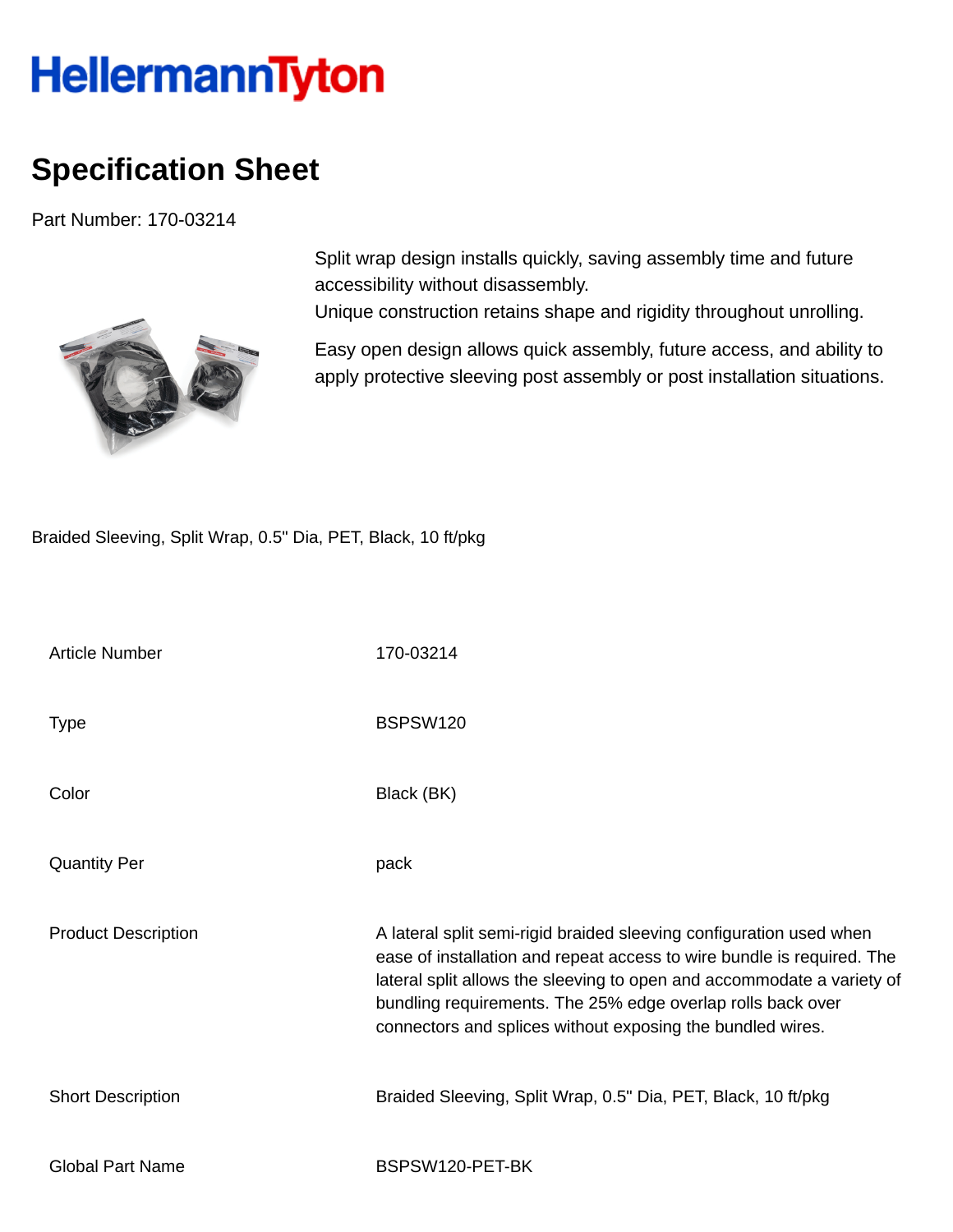# HellermannTyton

## Specification Sheet

Part Number: 170-03214

Split wrap design installs quickly, saving assembly time and future accessibility without disassembly.
Unique construction retains shape and rigidity throughout unrolling.

Easy open design allows quick assembly, future access, and ability to apply protective sleeving post assembly or post installation situations.

Braided Sleeving, Split Wrap, 0.5" Dia, PET, Black, 10 ft/pkg

| | |
|---|---|
| Article Number | 170-03214 |
| Type | BSPSW120 |
| Color | Black (BK) |
| Quantity Per | pack |
| Product Description | A lateral split semi-rigid braided sleeving configuration used when ease of installation and repeat access to wire bundle is required. The lateral split allows the sleeving to open and accommodate a variety of bundling requirements. The 25% edge overlap rolls back over connectors and splices without exposing the bundled wires. |
| Short Description | Braided Sleeving, Split Wrap, 0.5" Dia, PET, Black, 10 ft/pkg |
| Global Part Name | BSPSW120-PET-BK |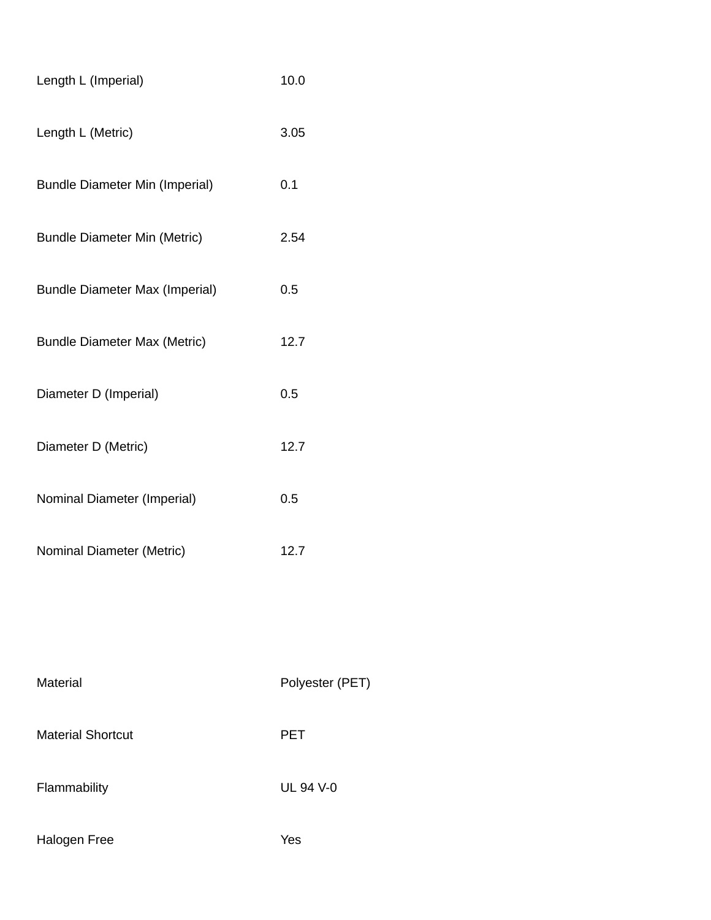| | |
|---|---|
| Length L (Imperial) | 10.0 |
| Length L (Metric) | 3.05 |
| Bundle Diameter Min (Imperial) | 0.1 |
| Bundle Diameter Min (Metric) | 2.54 |
| Bundle Diameter Max (Imperial) | 0.5 |
| Bundle Diameter Max (Metric) | 12.7 |
| Diameter D (Imperial) | 0.5 |
| Diameter D (Metric) | 12.7 |
| Nominal Diameter (Imperial) | 0.5 |
| Nominal Diameter (Metric) | 12.7 |

| | |
|---|---|
| Material | Polyester (PET) |
| Material Shortcut | PET |
| Flammability | UL 94 V-0 |
| Halogen Free | Yes |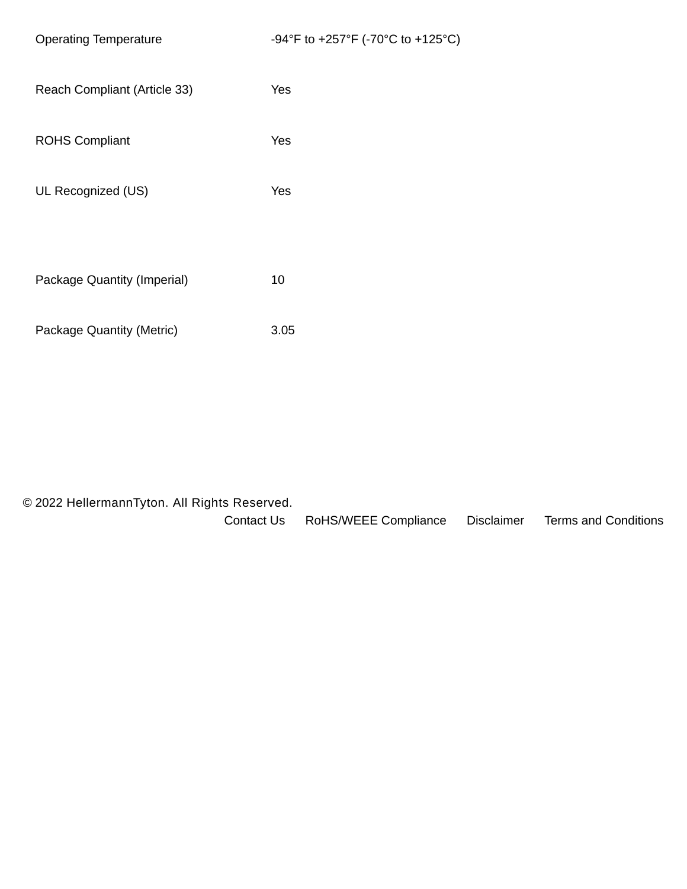| | |
|---|---|
| Operating Temperature | -94°F to +257°F (-70°C to +125°C) |
| Reach Compliant (Article 33) | Yes |
| ROHS Compliant | Yes |
| UL Recognized (US) | Yes |

| | |
|---|---|
| Package Quantity (Imperial) | 10 |
| Package Quantity (Metric) | 3.05 |

© 2022 HellermannTyton. All Rights Reserved.

Contact Us RoHS/WEEE Compliance Disclaimer Terms and Conditions